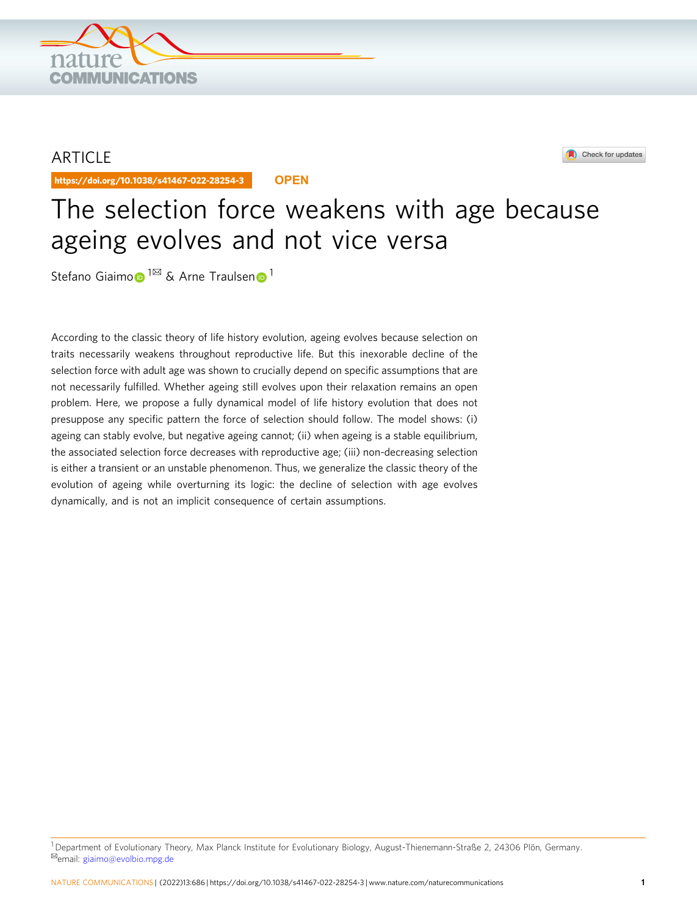ARTICLE

https://doi.org/10.1038/s41467-022-28254-3 OPEN

# The selection force weakens with age because ageing evolves and not vice versa

Stefano Giaimo[1✉] & Arne Traulsen[1]

According to the classic theory of life history evolution, ageing evolves because selection on traits necessarily weakens throughout reproductive life. But this inexorable decline of the selection force with adult age was shown to crucially depend on specific assumptions that are not necessarily fulfilled. Whether ageing still evolves upon their relaxation remains an open problem. Here, we propose a fully dynamical model of life history evolution that does not presuppose any specific pattern the force of selection should follow. The model shows: (i) ageing can stably evolve, but negative ageing cannot; (ii) when ageing is a stable equilibrium, the associated selection force decreases with reproductive age; (iii) non-decreasing selection is either a transient or an unstable phenomenon. Thus, we generalize the classic theory of the evolution of ageing while overturning its logic: the decline of selection with age evolves dynamically, and is not an implicit consequence of certain assumptions.

[1] Department of Evolutionary Theory, Max Planck Institute for Evolutionary Biology, August-Thienemann-Straße 2, 24306 Plön, Germany.
✉email: giaimo@evolbio.mpg.de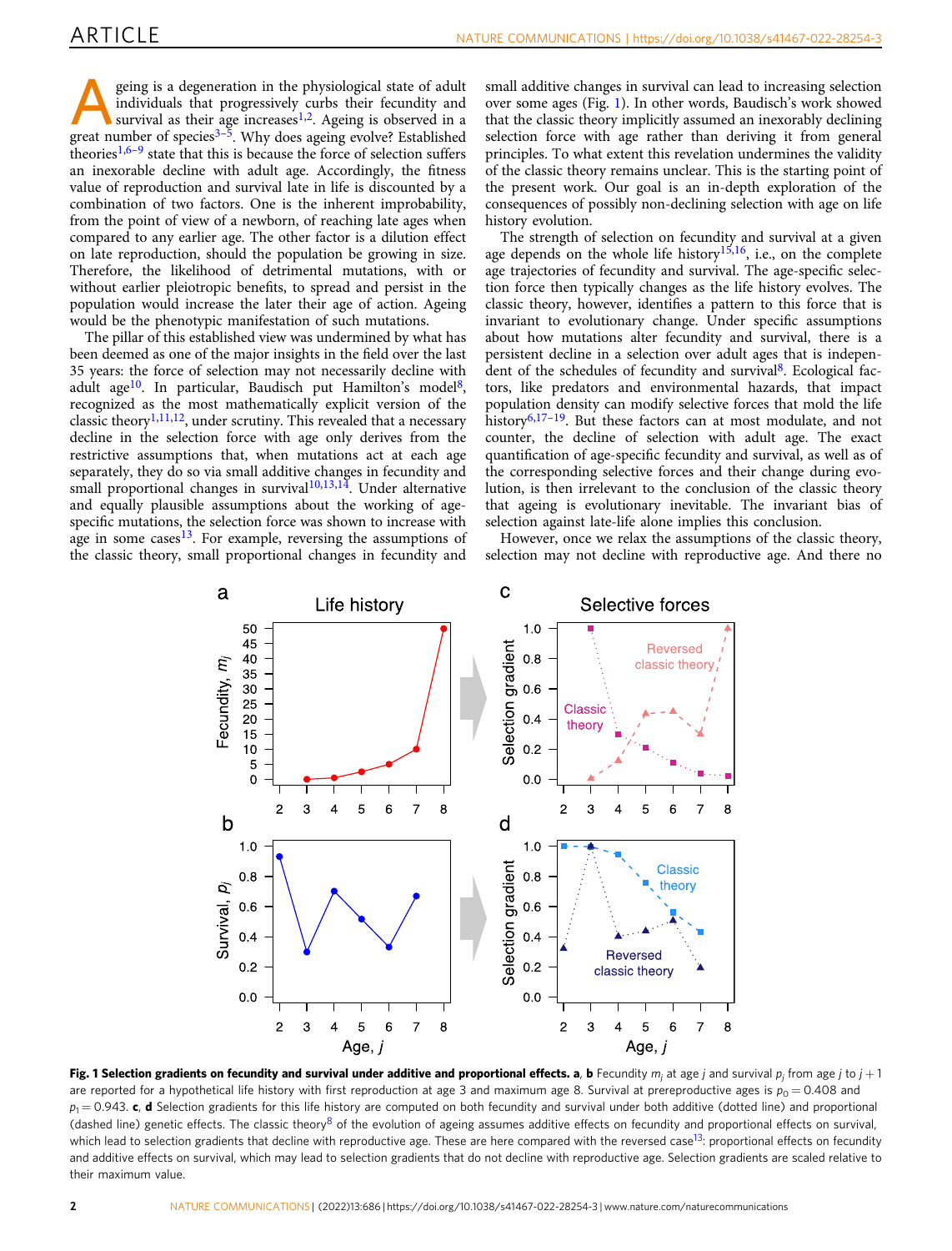Ageing is a degeneration in the physiological state of adult individuals that progressively curbs their fecundity and survival as their age increases[1,2]. Ageing is observed in a great number of species[3–5]. Why does ageing evolve? Established theories[1,6–9] state that this is because the force of selection suffers an inexorable decline with adult age. Accordingly, the fitness value of reproduction and survival late in life is discounted by a combination of two factors. One is the inherent improbability, from the point of view of a newborn, of reaching late ages when compared to any earlier age. The other factor is a dilution effect on late reproduction, should the population be growing in size. Therefore, the likelihood of detrimental mutations, with or without earlier pleiotropic benefits, to spread and persist in the population would increase the later their age of action. Ageing would be the phenotypic manifestation of such mutations.

The pillar of this established view was undermined by what has been deemed as one of the major insights in the field over the last 35 years: the force of selection may not necessarily decline with adult age[10]. In particular, Baudisch put Hamilton's model[8], recognized as the most mathematically explicit version of the classic theory[1,11,12], under scrutiny. This revealed that a necessary decline in the selection force with age only derives from the restrictive assumptions that, when mutations act at each age separately, they do so via small additive changes in fecundity and small proportional changes in survival[10,13,14]. Under alternative and equally plausible assumptions about the working of age-specific mutations, the selection force was shown to increase with age in some cases[13]. For example, reversing the assumptions of the classic theory, small proportional changes in fecundity and small additive changes in survival can lead to increasing selection over some ages (Fig. 1). In other words, Baudisch's work showed that the classic theory implicitly assumed an inexorably declining selection force with age rather than deriving it from general principles. To what extent this revelation undermines the validity of the classic theory remains unclear. This is the starting point of the present work. Our goal is an in-depth exploration of the consequences of possibly non-declining selection with age on life history evolution.

The strength of selection on fecundity and survival at a given age depends on the whole life history[15,16], i.e., on the complete age trajectories of fecundity and survival. The age-specific selection force then typically changes as the life history evolves. The classic theory, however, identifies a pattern to this force that is invariant to evolutionary change. Under specific assumptions about how mutations alter fecundity and survival, there is a persistent decline in a selection over adult ages that is independent of the schedules of fecundity and survival[8]. Ecological factors, like predators and environmental hazards, that impact population density can modify selective forces that mold the life history[6,17–19]. But these factors can at most modulate, and not counter, the decline of selection with adult age. The exact quantification of age-specific fecundity and survival, as well as of the corresponding selective forces and their change during evolution, is then irrelevant to the conclusion of the classic theory that ageing is evolutionary inevitable. The invariant bias of selection against late-life alone implies this conclusion.

However, once we relax the assumptions of the classic theory, selection may not decline with reproductive age. And there no

**Fig. 1 Selection gradients on fecundity and survival under additive and proportional effects.** **a**, **b** Fecundity $m_j$ at age $j$ and survival $p_j$ from age $j$ to $j+1$ are reported for a hypothetical life history with first reproduction at age 3 and maximum age 8. Survival at prereproductive ages is $p_0 = 0.408$ and $p_1 = 0.943$. **c**, **d** Selection gradients for this life history are computed on both fecundity and survival under both additive (dotted line) and proportional (dashed line) genetic effects. The classic theory[8] of the evolution of ageing assumes additive effects on fecundity and proportional effects on survival, which lead to selection gradients that decline with reproductive age. These are here compared with the reversed case[13]: proportional effects on fecundity and additive effects on survival, which may lead to selection gradients that do not decline with reproductive age. Selection gradients are scaled relative to their maximum value.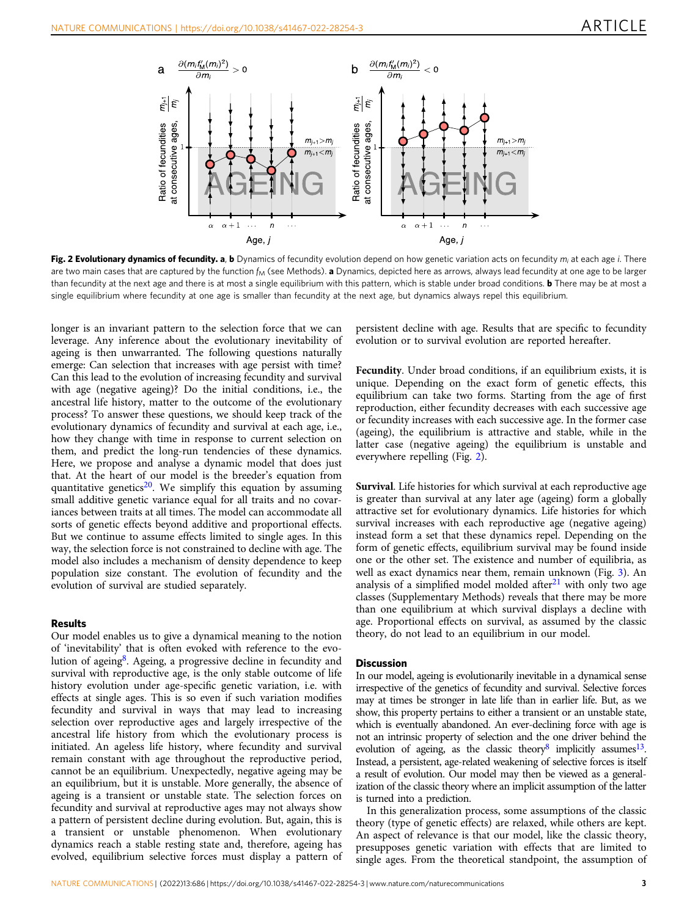**Fig. 2 Evolutionary dynamics of fecundity. a**, **b** Dynamics of fecundity evolution depend on how genetic variation acts on fecundity $m_i$ at each age $i$. There are two main cases that are captured by the function $f_M$ (see Methods). **a** Dynamics, depicted here as arrows, always lead fecundity at one age to be larger than fecundity at the next age and there is at most a single equilibrium with this pattern, which is stable under broad conditions. **b** There may be at most a single equilibrium where fecundity at one age is smaller than fecundity at the next age, but dynamics always repel this equilibrium.

longer is an invariant pattern to the selection force that we can leverage. Any inference about the evolutionary inevitability of ageing is then unwarranted. The following questions naturally emerge: Can selection that increases with age persist with time? Can this lead to the evolution of increasing fecundity and survival with age (negative ageing)? Do the initial conditions, i.e., the ancestral life history, matter to the outcome of the evolutionary process? To answer these questions, we should keep track of the evolutionary dynamics of fecundity and survival at each age, i.e., how they change with time in response to current selection on them, and predict the long-run tendencies of these dynamics. Here, we propose and analyse a dynamic model that does just that. At the heart of our model is the breeder's equation from quantitative genetics[20]. We simplify this equation by assuming small additive genetic variance equal for all traits and no covariances between traits at all times. The model can accommodate all sorts of genetic effects beyond additive and proportional effects. But we continue to assume effects limited to single ages. In this way, the selection force is not constrained to decline with age. The model also includes a mechanism of density dependence to keep population size constant. The evolution of fecundity and the evolution of survival are studied separately.

## Results

Our model enables us to give a dynamical meaning to the notion of 'inevitability' that is often evoked with reference to the evolution of ageing[8]. Ageing, a progressive decline in fecundity and survival with reproductive age, is the only stable outcome of life history evolution under age-specific genetic variation, i.e. with effects at single ages. This is so even if such variation modifies fecundity and survival in ways that may lead to increasing selection over reproductive ages and largely irrespective of the ancestral life history from which the evolutionary process is initiated. An ageless life history, where fecundity and survival remain constant with age throughout the reproductive period, cannot be an equilibrium. Unexpectedly, negative ageing may be an equilibrium, but it is unstable. More generally, the absence of ageing is a transient or unstable state. The selection forces on fecundity and survival at reproductive ages may not always show a pattern of persistent decline during evolution. But, again, this is a transient or unstable phenomenon. When evolutionary dynamics reach a stable resting state and, therefore, ageing has evolved, equilibrium selective forces must display a pattern of persistent decline with age. Results that are specific to fecundity evolution or to survival evolution are reported hereafter.

**Fecundity**. Under broad conditions, if an equilibrium exists, it is unique. Depending on the exact form of genetic effects, this equilibrium can take two forms. Starting from the age of first reproduction, either fecundity decreases with each successive age or fecundity increases with each successive age. In the former case (ageing), the equilibrium is attractive and stable, while in the latter case (negative ageing) the equilibrium is unstable and everywhere repelling (Fig. 2).

**Survival**. Life histories for which survival at each reproductive age is greater than survival at any later age (ageing) form a globally attractive set for evolutionary dynamics. Life histories for which survival increases with each reproductive age (negative ageing) instead form a set that these dynamics repel. Depending on the form of genetic effects, equilibrium survival may be found inside one or the other set. The existence and number of equilibria, as well as exact dynamics near them, remain unknown (Fig. 3). An analysis of a simplified model molded after[21] with only two age classes (Supplementary Methods) reveals that there may be more than one equilibrium at which survival displays a decline with age. Proportional effects on survival, as assumed by the classic theory, do not lead to an equilibrium in our model.

## Discussion

In our model, ageing is evolutionarily inevitable in a dynamical sense irrespective of the genetics of fecundity and survival. Selective forces may at times be stronger in late life than in earlier life. But, as we show, this property pertains to either a transient or an unstable state, which is eventually abandoned. An ever-declining force with age is not an intrinsic property of selection and the one driver behind the evolution of ageing, as the classic theory[8] implicitly assumes[13]. Instead, a persistent, age-related weakening of selective forces is itself a result of evolution. Our model may then be viewed as a generalization of the classic theory where an implicit assumption of the latter is turned into a prediction.

In this generalization process, some assumptions of the classic theory (type of genetic effects) are relaxed, while others are kept. An aspect of relevance is that our model, like the classic theory, presupposes genetic variation with effects that are limited to single ages. From the theoretical standpoint, the assumption of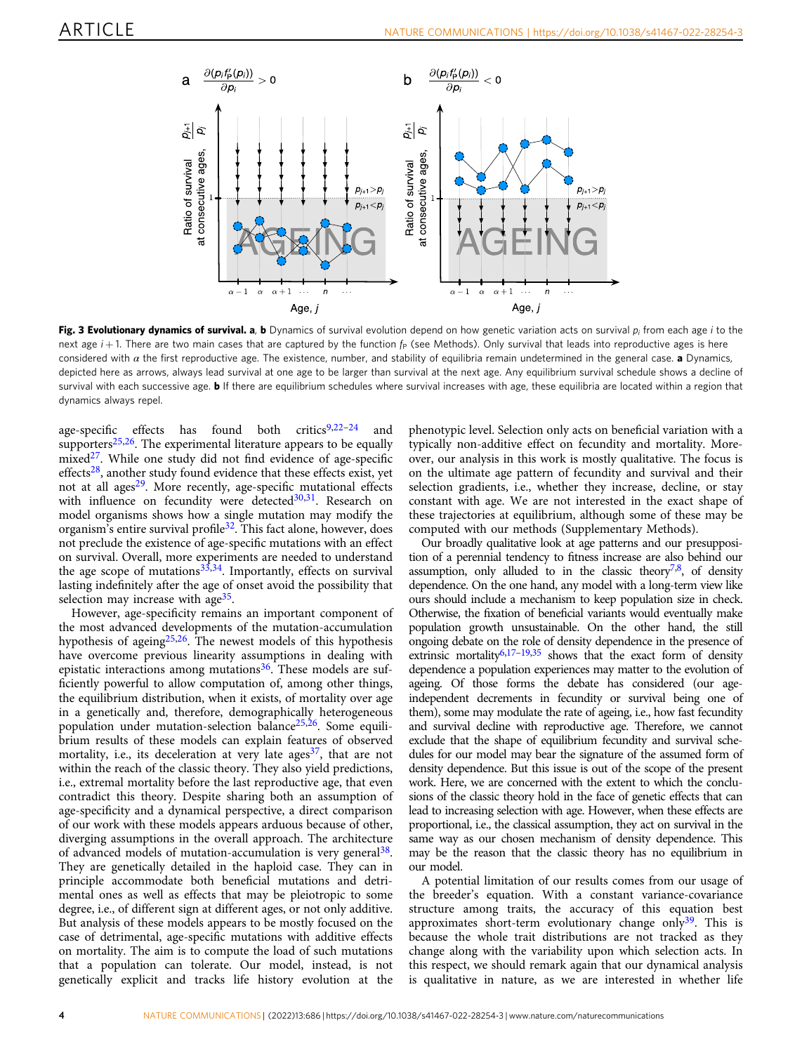Fig. 3 **Evolutionary dynamics of survival.** **a**, **b** Dynamics of survival evolution depend on how genetic variation acts on survival $p_i$ from each age $i$ to the next age $i+1$. There are two main cases that are captured by the function $f_P$ (see Methods). Only survival that leads into reproductive ages is here considered with $\alpha$ the first reproductive age. The existence, number, and stability of equilibria remain undetermined in the general case. **a** Dynamics, depicted here as arrows, always lead survival at one age to be larger than survival at the next age. Any equilibrium survival schedule shows a decline of survival with each successive age. **b** If there are equilibrium schedules where survival increases with age, these equilibria are located within a region that dynamics always repel.

age-specific effects has found both critics[9,22–24] and supporters[25,26]. The experimental literature appears to be equally mixed[27]. While one study did not find evidence of age-specific effects[28], another study found evidence that these effects exist, yet not at all ages[29]. More recently, age-specific mutational effects with influence on fecundity were detected[30,31]. Research on model organisms shows how a single mutation may modify the organism's entire survival profile[32]. This fact alone, however, does not preclude the existence of age-specific mutations with an effect on survival. Overall, more experiments are needed to understand the age scope of mutations[33,34]. Importantly, effects on survival lasting indefinitely after the age of onset avoid the possibility that selection may increase with age[35].

However, age-specificity remains an important component of the most advanced developments of the mutation-accumulation hypothesis of ageing[25,26]. The newest models of this hypothesis have overcome previous linearity assumptions in dealing with epistatic interactions among mutations[36]. These models are sufficiently powerful to allow computation of, among other things, the equilibrium distribution, when it exists, of mortality over age in a genetically and, therefore, demographically heterogeneous population under mutation-selection balance[25,26]. Some equilibrium results of these models can explain features of observed mortality, i.e., its deceleration at very late ages[37], that are not within the reach of the classic theory. They also yield predictions, i.e., extremal mortality before the last reproductive age, that even contradict this theory. Despite sharing both an assumption of age-specificity and a dynamical perspective, a direct comparison of our work with these models appears arduous because of other, diverging assumptions in the overall approach. The architecture of advanced models of mutation-accumulation is very general[38]. They are genetically detailed in the haploid case. They can in principle accommodate both beneficial mutations and detrimental ones as well as effects that may be pleiotropic to some degree, i.e., of different sign at different ages, or not only additive. But analysis of these models appears to be mostly focused on the case of detrimental, age-specific mutations with additive effects on mortality. The aim is to compute the load of such mutations that a population can tolerate. Our model, instead, is not genetically explicit and tracks life history evolution at the phenotypic level. Selection only acts on beneficial variation with a typically non-additive effect on fecundity and mortality. Moreover, our analysis in this work is mostly qualitative. The focus is on the ultimate age pattern of fecundity and survival and their selection gradients, i.e., whether they increase, decline, or stay constant with age. We are not interested in the exact shape of these trajectories at equilibrium, although some of these may be computed with our methods (Supplementary Methods).

Our broadly qualitative look at age patterns and our presupposition of a perennial tendency to fitness increase are also behind our assumption, only alluded to in the classic theory[7,8], of density dependence. On the one hand, any model with a long-term view like ours should include a mechanism to keep population size in check. Otherwise, the fixation of beneficial variants would eventually make population growth unsustainable. On the other hand, the still ongoing debate on the role of density dependence in the presence of extrinsic mortality[6,17–19,35] shows that the exact form of density dependence a population experiences may matter to the evolution of ageing. Of those forms the debate has considered (our age-independent decrements in fecundity or survival being one of them), some may modulate the rate of ageing, i.e., how fast fecundity and survival decline with reproductive age. Therefore, we cannot exclude that the shape of equilibrium fecundity and survival schedules for our model may bear the signature of the assumed form of density dependence. But this issue is out of the scope of the present work. Here, we are concerned with the extent to which the conclusions of the classic theory hold in the face of genetic effects that can lead to increasing selection with age. However, when these effects are proportional, i.e., the classical assumption, they act on survival in the same way as our chosen mechanism of density dependence. This may be the reason that the classic theory has no equilibrium in our model.

A potential limitation of our results comes from our usage of the breeder's equation. With a constant variance-covariance structure among traits, the accuracy of this equation best approximates short-term evolutionary change only[39]. This is because the whole trait distributions are not tracked as they change along with the variability upon which selection acts. In this respect, we should remark again that our dynamical analysis is qualitative in nature, as we are interested in whether life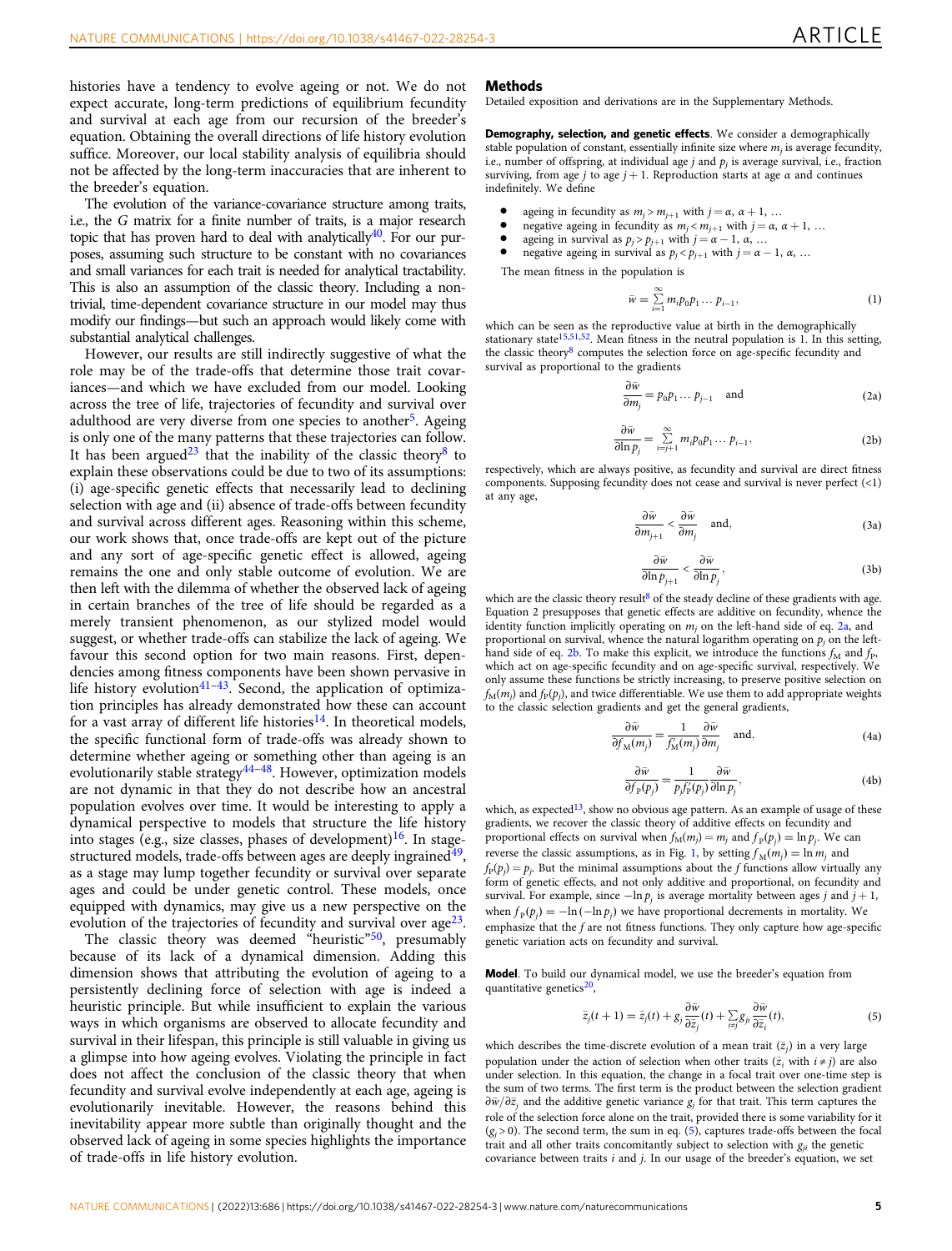histories have a tendency to evolve ageing or not. We do not expect accurate, long-term predictions of equilibrium fecundity and survival at each age from our recursion of the breeder's equation. Obtaining the overall directions of life history evolution suffice. Moreover, our local stability analysis of equilibria should not be affected by the long-term inaccuracies that are inherent to the breeder's equation.

The evolution of the variance-covariance structure among traits, i.e., the G matrix for a finite number of traits, is a major research topic that has proven hard to deal with analytically[40]. For our purposes, assuming such structure to be constant with no covariances and small variances for each trait is needed for analytical tractability. This is also an assumption of the classic theory. Including a non-trivial, time-dependent covariance structure in our model may thus modify our findings—but such an approach would likely come with substantial analytical challenges.

However, our results are still indirectly suggestive of what the role may be of the trade-offs that determine those trait covariances—and which we have excluded from our model. Looking across the tree of life, trajectories of fecundity and survival over adulthood are very diverse from one species to another[5]. Ageing is only one of the many patterns that these trajectories can follow. It has been argued[23] that the inability of the classic theory[8] to explain these observations could be due to two of its assumptions: (i) age-specific genetic effects that necessarily lead to declining selection with age and (ii) absence of trade-offs between fecundity and survival across different ages. Reasoning within this scheme, our work shows that, once trade-offs are kept out of the picture and any sort of age-specific genetic effect is allowed, ageing remains the one and only stable outcome of evolution. We are then left with the dilemma of whether the observed lack of ageing in certain branches of the tree of life should be regarded as a merely transient phenomenon, as our stylized model would suggest, or whether trade-offs can stabilize the lack of ageing. We favour this second option for two main reasons. First, dependencies among fitness components have been shown pervasive in life history evolution[41–43]. Second, the application of optimization principles has already demonstrated how these can account for a vast array of different life histories[14]. In theoretical models, the specific functional form of trade-offs was already shown to determine whether ageing or something other than ageing is an evolutionarily stable strategy[44–48]. However, optimization models are not dynamic in that they do not describe how an ancestral population evolves over time. It would be interesting to apply a dynamical perspective to models that structure the life history into stages (e.g., size classes, phases of development)[16]. In stage-structured models, trade-offs between ages are deeply ingrained[49], as a stage may lump together fecundity or survival over separate ages and could be under genetic control. These models, once equipped with dynamics, may give us a new perspective on the evolution of the trajectories of fecundity and survival over age[23].

The classic theory was deemed "heuristic"[50], presumably because of its lack of a dynamical dimension. Adding this dimension shows that attributing the evolution of ageing to a persistently declining force of selection with age is indeed a heuristic principle. But while insufficient to explain the various ways in which organisms are observed to allocate fecundity and survival in their lifespan, this principle is still valuable in giving us a glimpse into how ageing evolves. Violating the principle in fact does not affect the conclusion of the classic theory that when fecundity and survival evolve independently at each age, ageing is evolutionarily inevitable. However, the reasons behind this inevitability appear more subtle than originally thought and the observed lack of ageing in some species highlights the importance of trade-offs in life history evolution.

## Methods

Detailed exposition and derivations are in the Supplementary Methods.

**Demography, selection, and genetic effects**. We consider a demographically stable population of constant, essentially infinite size where $m_j$ is average fecundity, i.e., number of offspring, at individual age $j$ and $p_j$ is average survival, i.e., fraction surviving, from age $j$ to age $j+1$. Reproduction starts at age $\alpha$ and continues indefinitely. We define

- ageing in fecundity as $m_j > m_{j+1}$ with $j = \alpha, \alpha+1, \ldots$
- negative ageing in fecundity as $m_j < m_{j+1}$ with $j = \alpha, \alpha+1, \ldots$
- ageing in survival as $p_j > p_{j+1}$ with $j = \alpha-1, \alpha, \ldots$
- negative ageing in survival as $p_j < p_{j+1}$ with $j = \alpha-1, \alpha, \ldots$

The mean fitness in the population is

$$\bar{w} = \sum_{i=1}^{\infty} m_i p_0 p_1 \ldots p_{i-1}, \tag{1}$$

which can be seen as the reproductive value at birth in the demographically stationary state[15,51,52]. Mean fitness in the neutral population is 1. In this setting, the classic theory[8] computes the selection force on age-specific fecundity and survival as proportional to the gradients

$$\frac{\partial \bar{w}}{\partial m_j} = p_0 p_1 \ldots p_{j-1} \quad \text{and} \tag{2a}$$

$$\frac{\partial \bar{w}}{\partial \ln p_j} = \sum_{i=j+1}^{\infty} m_i p_0 p_1 \ldots p_{i-1}, \tag{2b}$$

respectively, which are always positive, as fecundity and survival are direct fitness components. Supposing fecundity does not cease and survival is never perfect (<1) at any age,

$$\frac{\partial \bar{w}}{\partial m_{j+1}} < \frac{\partial \bar{w}}{\partial m_j} \quad \text{and,} \tag{3a}$$

$$\frac{\partial \bar{w}}{\partial \ln p_{j+1}} < \frac{\partial \bar{w}}{\partial \ln p_j}, \tag{3b}$$

which are the classic theory result[8] of the steady decline of these gradients with age. Equation 2 presupposes that genetic effects are additive on fecundity, whence the identity function implicitly operating on $m_j$ on the left-hand side of eq. 2a, and proportional on survival, whence the natural logarithm operating on $p_j$ on the left-hand side of eq. 2b. To make this explicit, we introduce the functions $f_M$ and $f_P$, which act on age-specific fecundity and on age-specific survival, respectively. We only assume these functions be strictly increasing, to preserve positive selection on $f_M(m_j)$ and $f_P(p_j)$, and twice differentiable. We use them to add appropriate weights to the classic selection gradients and get the general gradients,

$$\frac{\partial \bar{w}}{\partial f_M(m_j)} = \frac{1}{f'_M(m_j)} \frac{\partial \bar{w}}{\partial m_j} \quad \text{and,} \tag{4a}$$

$$\frac{\partial \bar{w}}{\partial f_P(p_j)} = \frac{1}{p_j f'_P(p_j)} \frac{\partial \bar{w}}{\partial \ln p_j}, \tag{4b}$$

which, as expected[13], show no obvious age pattern. As an example of usage of these gradients, we recover the classic theory of additive effects on fecundity and proportional effects on survival when $f_M(m_j) = m_j$ and $f_P(p_j) = \ln p_j$. We can reverse the classic assumptions, as in Fig. 1, by setting $f_M(m_j) = \ln m_j$ and $f_P(p_j) = p_j$. But the minimal assumptions about the $f$ functions allow virtually any form of genetic effects, and not only additive and proportional, on fecundity and survival. For example, since $-\ln p_j$ is average mortality between ages $j$ and $j+1$, when $f_P(p_j) = -\ln(-\ln p_j)$ we have proportional decrements in mortality. We emphasize that the $f$ are not fitness functions. They only capture how age-specific genetic variation acts on fecundity and survival.

**Model**. To build our dynamical model, we use the breeder's equation from quantitative genetics[20],

$$\bar{z}_j(t+1) = \bar{z}_j(t) + g_j \frac{\partial \bar{w}}{\partial \bar{z}_j}(t) + \sum_{i \neq j} g_{ji} \frac{\partial \bar{w}}{\partial \bar{z}_i}(t), \tag{5}$$

which describes the time-discrete evolution of a mean trait ($\bar{z}_j$) in a very large population under the action of selection when other traits ($\bar{z}_i$ with $i \neq j$) are also under selection. In this equation, the change in a focal trait over one-time step is the sum of two terms. The first term is the product between the selection gradient $\partial \bar{w}/\partial \bar{z}_j$ and the additive genetic variance $g_j$ for that trait. This term captures the role of the selection force alone on the trait, provided there is some variability for it ($g_j > 0$). The second term, the sum in eq. (5), captures trade-offs between the focal trait and all other traits concomitantly subject to selection with $g_{ji}$ the genetic covariance between traits $i$ and $j$. In our usage of the breeder's equation, we set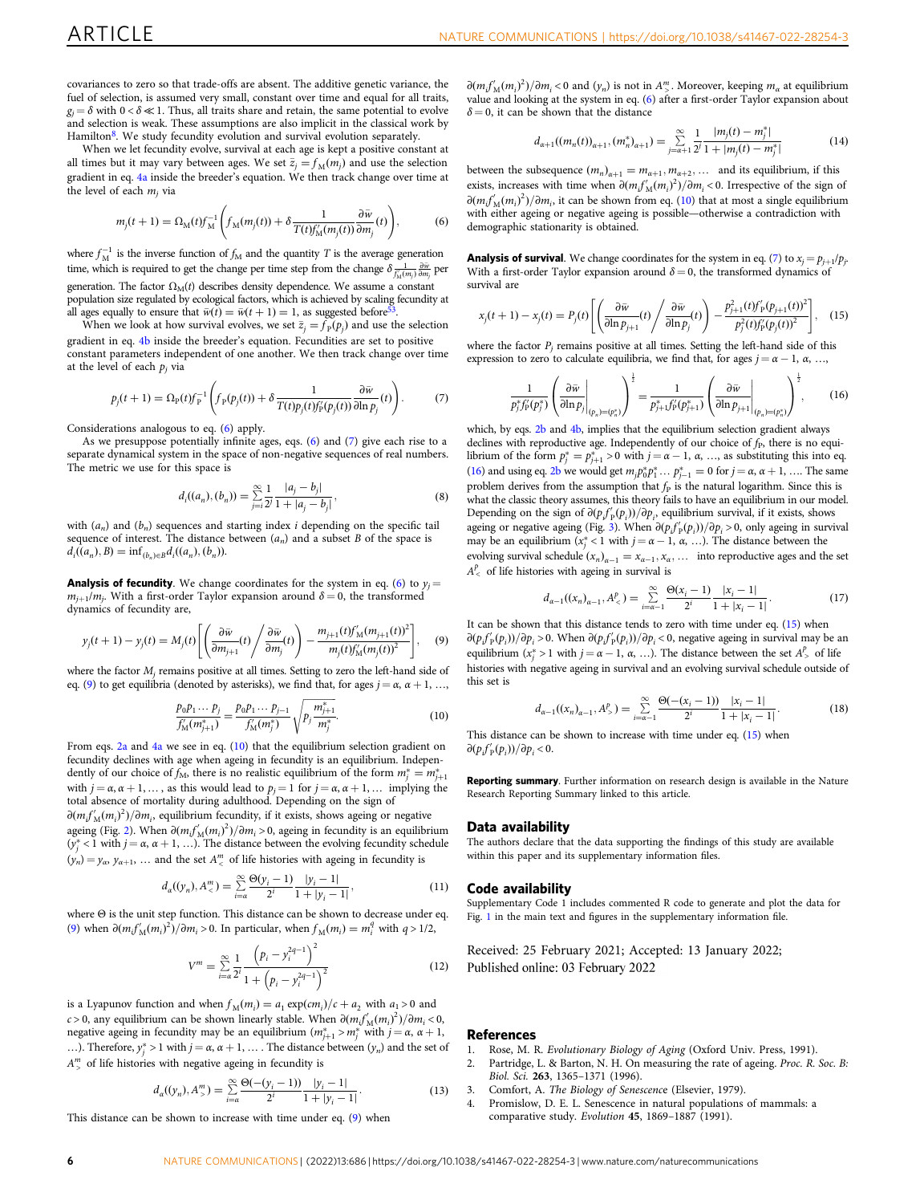covariances to zero so that trade-offs are absent. The additive genetic variance, the fuel of selection, is assumed very small, constant over time and equal for all traits, $g_j = \delta$ with $0 < \delta \ll 1$. Thus, all traits share and retain, the same potential to evolve and selection is weak. These assumptions are also implicit in the classical work by Hamilton[8]. We study fecundity evolution and survival evolution separately.

When we let fecundity evolve, survival at each age is kept a positive constant at all times but it may vary between ages. We set $\bar{z}_j = f_M(m_j)$ and use the selection gradient in eq. 4a inside the breeder's equation. We then track change over time at the level of each $m_j$ via

$$m_j(t+1) = \Omega_M(t) f_M^{-1}\left(f_M(m_j(t)) + \delta \frac{1}{T(t) f_M'(m_j(t))} \frac{\partial \bar{w}}{\partial m_j}(t)\right), \tag{6}$$

where $f_M^{-1}$ is the inverse function of $f_M$ and the quantity $T$ is the average generation time, which is required to get the change per time step from the change $\delta \frac{1}{f_M'(m_j)} \frac{\partial \bar{w}}{\partial m_j}$ per generation. The factor $\Omega_M(t)$ describes density dependence. We assume a constant population size regulated by ecological factors, which is achieved by scaling fecundity at all ages equally to ensure that $\bar{w}(t) = \bar{w}(t+1) = 1$, as suggested before[53].

When we look at how survival evolves, we set $\bar{z}_j = f_P(p_j)$ and use the selection gradient in eq. 4b inside the breeder's equation. Fecundities are set to positive constant parameters independent of one another. We then track change over time at the level of each $p_j$ via

$$p_j(t+1) = \Omega_P(t) f_P^{-1}\left(f_P(p_j(t)) + \delta \frac{1}{T(t) p_j(t) f_P'(p_j(t))} \frac{\partial \bar{w}}{\partial \ln p_j}(t)\right). \tag{7}$$

Considerations analogous to eq. (6) apply.

As we presuppose potentially infinite ages, eqs. (6) and (7) give each rise to a separate dynamical system in the space of non-negative sequences of real numbers. The metric we use for this space is

$$d_i((a_n),(b_n)) = \sum_{j=i}^{\infty} \frac{1}{2^j} \frac{|a_j - b_j|}{1 + |a_j - b_j|}, \tag{8}$$

with $(a_n)$ and $(b_n)$ sequences and starting index $i$ depending on the specific tail sequence of interest. The distance between $(a_n)$ and a subset $B$ of the space is $d_i((a_n), B) = \inf_{(b_n)\in B} d_i((a_n),(b_n))$.

**Analysis of fecundity**. We change coordinates for the system in eq. (6) to $y_j = m_{j+1}/m_j$. With a first-order Taylor expansion around $\delta = 0$, the transformed dynamics of fecundity are,

$$y_j(t+1) - y_j(t) = M_j(t)\left[\left(\frac{\partial \bar{w}}{\partial m_{j+1}}(t) \Big/ \frac{\partial \bar{w}}{\partial m_j}(t)\right) - \frac{m_{j+1}(t) f_M'(m_{j+1}(t))^2}{m_j(t) f_M'(m_j(t))^2}\right], \tag{9}$$

where the factor $M_j$ remains positive at all times. Setting to zero the left-hand side of eq. (9) to get equilibria (denoted by asterisks), we find that, for ages $j = \alpha, \alpha+1, \ldots$,

$$\frac{p_0 p_1 \cdots p_j}{f_M'(m_{j+1}^*)} = \frac{p_0 p_1 \cdots p_{j-1}}{f_M'(m_j^*)} \sqrt{p_j \frac{m_{j+1}^*}{m_j^*}}. \tag{10}$$

From eqs. 2a and 4a we see in eq. (10) that the equilibrium selection gradient on fecundity declines with age when ageing in fecundity is an equilibrium. Independently of our choice of $f_M$, there is no realistic equilibrium of the form $m_j^* = m_{j+1}^*$ with $j = \alpha, \alpha+1, \ldots$, as this would lead to $p_j = 1$ for $j = \alpha, \alpha+1, \ldots$ implying the total absence of mortality during adulthood. Depending on the sign of $\partial(m_i f_M'(m_i)^2)/\partial m_i$, equilibrium fecundity, if it exists, shows ageing or negative ageing (Fig. 2). When $\partial(m_i f_M'(m_i)^2)/\partial m_i > 0$, ageing in fecundity is an equilibrium ($y_j^* < 1$ with $j = \alpha, \alpha+1, \ldots$). The distance between the evolving fecundity schedule $(y_n) = y_\alpha, y_{\alpha+1}, \ldots$ and the set $A_<^m$ of life histories with ageing in fecundity is

$$d_\alpha((y_n), A_<^m) = \sum_{i=\alpha}^{\infty} \frac{\Theta(y_i - 1)}{2^i} \frac{|y_i - 1|}{1 + |y_i - 1|}, \tag{11}$$

where $\Theta$ is the unit step function. This distance can be shown to decrease under eq. (9) when $\partial(m_i f_M'(m_i)^2)/\partial m_i > 0$. In particular, when $f_M(m_i) = m_i^q$ with $q > 1/2$,

$$V^m = \sum_{i=\alpha}^{\infty} \frac{1}{2^i} \frac{\left(p_i - y_i^{2q-1}\right)^2}{1 + \left(p_i - y_i^{2q-1}\right)^2} \tag{12}$$

is a Lyapunov function and when $f_M(m_i) = a_1 \exp(c m_i)/c + a_2$ with $a_1 > 0$ and $c > 0$, any equilibrium can be shown linearly stable. When $\partial(m_i f_M'(m_i)^2)/\partial m_i < 0$, negative ageing in fecundity may be an equilibrium ($m_{j+1}^* > m_j^*$ with $j = \alpha, \alpha+1, \ldots$). Therefore, $y_j^* > 1$ with $j = \alpha, \alpha+1, \ldots$. The distance between $(y_n)$ and the set of $A_>^m$ of life histories with negative ageing in fecundity is

$$d_\alpha((y_n), A_>^m) = \sum_{i=\alpha}^{\infty} \frac{\Theta(-(y_i - 1))}{2^i} \frac{|y_i - 1|}{1 + |y_i - 1|}. \tag{13}$$

This distance can be shown to increase with time under eq. (9) when $\partial(m_i f_M'(m_i)^2)/\partial m_i < 0$ and $(y_n)$ is not in $A_>^m$. Moreover, keeping $m_\alpha$ at equilibrium value and looking at the system in eq. (6) after a first-order Taylor expansion about $\delta = 0$, it can be shown that the distance

$$d_{\alpha+1}((m_n(t))_{\alpha+1}, (m_n^*)_{\alpha+1}) = \sum_{j=\alpha+1}^{\infty} \frac{1}{2^j} \frac{|m_j(t) - m_j^*|}{1 + |m_j(t) - m_j^*|} \tag{14}$$

between the subsequence $(m_n)_{\alpha+1} = m_{\alpha+1}, m_{\alpha+2}, \ldots$ and its equilibrium, if this exists, increases with time when $\partial(m_i f_M'(m_i)^2)/\partial m_i < 0$. Irrespective of the sign of $\partial(m_i f_M'(m_i)^2)/\partial m_i$, it can be shown from eq. (10) that at most a single equilibrium with either ageing or negative ageing is possible—otherwise a contradiction with demographic stationarity is obtained.

**Analysis of survival**. We change coordinates for the system in eq. (7) to $x_j = p_{j+1}/p_j$. With a first-order Taylor expansion around $\delta = 0$, the transformed dynamics of survival are

$$x_j(t+1) - x_j(t) = P_j(t)\left[\left(\frac{\partial \bar{w}}{\partial \ln p_{j+1}}(t) \Big/ \frac{\partial \bar{w}}{\partial \ln p_j}(t)\right) - \frac{p_{j+1}^2(t) f_P'(p_{j+1}(t))^2}{p_j^2(t) f_P'(p_j(t))^2}\right], \tag{15}$$

where the factor $P_j$ remains positive at all times. Setting the left-hand side of this expression to zero to calculate equilibria, we find that, for ages $j = \alpha - 1, \alpha, \ldots$,

$$\frac{1}{p_j^* f_P'(p_j^*)} \left(\left.\frac{\partial \bar{w}}{\partial \ln p_j}\right|_{(p_n)=(p_n^*)}\right)^{\frac{1}{2}} = \frac{1}{p_{j+1}^* f_P'(p_{j+1}^*)} \left(\left.\frac{\partial \bar{w}}{\partial \ln p_{j+1}}\right|_{(p_n)=(p_n^*)}\right)^{\frac{1}{2}}, \tag{16}$$

which, by eqs. 2b and 4b, implies that the equilibrium selection gradient always declines with reproductive age. Independently of our choice of $f_P$, there is no equilibrium of the form $p_j^* = p_{j+1}^* > 0$ with $j = \alpha - 1, \alpha, \ldots$, as substituting this into eq. (16) and using eq. 2b we would get $m_j p_0^* p_1^* \ldots p_{j-1}^* = 0$ for $j = \alpha, \alpha+1, \ldots$. The same problem derives from the assumption that $f_P$ is the natural logarithm. Since this is what the classic theory assumes, this theory fails to have an equilibrium in our model. Depending on the sign of $\partial(p_i f_P'(p_i))/\partial p_i$, equilibrium survival, if it exists, shows ageing or negative ageing (Fig. 3). When $\partial(p_i f_P'(p_i))/\partial p_i > 0$, only ageing in survival may be an equilibrium ($x_j^* < 1$ with $j = \alpha - 1, \alpha, \ldots$). The distance between the evolving survival schedule $(x_n)_{\alpha-1} = x_{\alpha-1}, x_\alpha, \ldots$ into reproductive ages and the set $A_<^p$ of life histories with ageing in survival is

$$d_{\alpha-1}((x_n)_{\alpha-1}, A_<^p) = \sum_{i=\alpha-1}^{\infty} \frac{\Theta(x_i - 1)}{2^i} \frac{|x_i - 1|}{1 + |x_i - 1|}. \tag{17}$$

It can be shown that this distance tends to zero with time under eq. (15) when $\partial(p_i f_P'(p_i))/\partial p_i > 0$. When $\partial(p_i f_P'(p_i))/\partial p_i < 0$, negative ageing in survival may be an equilibrium ($x_j^* > 1$ with $j = \alpha - 1, \alpha, \ldots$). The distance between the set $A_>^p$ of life histories with negative ageing in survival and an evolving survival schedule outside of this set is

$$d_{\alpha-1}((x_n)_{\alpha-1}, A_>^p) = \sum_{i=\alpha-1}^{\infty} \frac{\Theta(-(x_i - 1))}{2^i} \frac{|x_i - 1|}{1 + |x_i - 1|}. \tag{18}$$

This distance can be shown to increase with time under eq. (15) when $\partial(p_i f_P'(p_i))/\partial p_i < 0$.

**Reporting summary**. Further information on research design is available in the Nature Research Reporting Summary linked to this article.

## Data availability

The authors declare that the data supporting the findings of this study are available within this paper and its supplementary information files.

## Code availability

Supplementary Code 1 includes commented R code to generate and plot the data for Fig. 1 in the main text and figures in the supplementary information file.

Received: 25 February 2021; Accepted: 13 January 2022;
Published online: 03 February 2022

## References

1. Rose, M. R. *Evolutionary Biology of Aging* (Oxford Univ. Press, 1991).
2. Partridge, L. & Barton, N. H. On measuring the rate of ageing. *Proc. R. Soc. B: Biol. Sci.* **263**, 1365–1371 (1996).
3. Comfort, A. *The Biology of Senescence* (Elsevier, 1979).
4. Promislow, D. E. L. Senescence in natural populations of mammals: a comparative study. *Evolution* **45**, 1869–1887 (1991).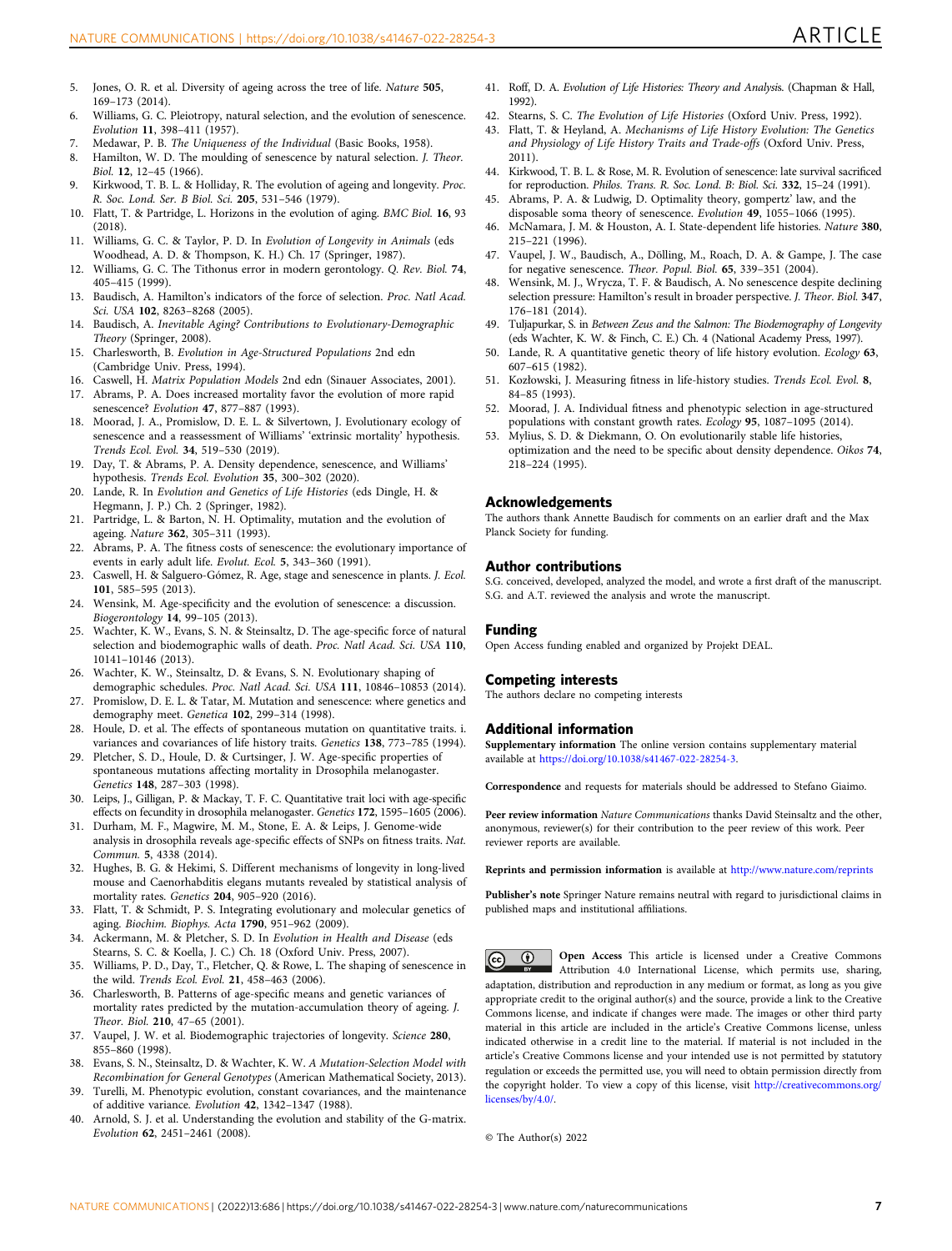5. Jones, O. R. et al. Diversity of ageing across the tree of life. *Nature* **505**, 169–173 (2014).
6. Williams, G. C. Pleiotropy, natural selection, and the evolution of senescence. *Evolution* **11**, 398–411 (1957).
7. Medawar, P. B. *The Uniqueness of the Individual* (Basic Books, 1958).
8. Hamilton, W. D. The moulding of senescence by natural selection. *J. Theor. Biol.* **12**, 12–45 (1966).
9. Kirkwood, T. B. L. & Holliday, R. The evolution of ageing and longevity. *Proc. R. Soc. Lond. Ser. B Biol. Sci.* **205**, 531–546 (1979).
10. Flatt, T. & Partridge, L. Horizons in the evolution of aging. *BMC Biol.* **16**, 93 (2018).
11. Williams, G. C. & Taylor, P. D. In *Evolution of Longevity in Animals* (eds Woodhead, A. D. & Thompson, K. H.) Ch. 17 (Springer, 1987).
12. Williams, G. C. The Tithonus error in modern gerontology. *Q. Rev. Biol.* **74**, 405–415 (1999).
13. Baudisch, A. Hamilton's indicators of the force of selection. *Proc. Natl Acad. Sci. USA* **102**, 8263–8268 (2005).
14. Baudisch, A. *Inevitable Aging? Contributions to Evolutionary-Demographic Theory* (Springer, 2008).
15. Charlesworth, B. *Evolution in Age-Structured Populations* 2nd edn (Cambridge Univ. Press, 1994).
16. Caswell, H. *Matrix Population Models* 2nd edn (Sinauer Associates, 2001).
17. Abrams, P. A. Does increased mortality favor the evolution of more rapid senescence? *Evolution* **47**, 877–887 (1993).
18. Moorad, J. A., Promislow, D. E. L. & Silvertown, J. Evolutionary ecology of senescence and a reassessment of Williams' 'extrinsic mortality' hypothesis. *Trends Ecol. Evol.* **34**, 519–530 (2019).
19. Day, T. & Abrams, P. A. Density dependence, senescence, and Williams' hypothesis. *Trends Ecol. Evolution* **35**, 300–302 (2020).
20. Lande, R. In *Evolution and Genetics of Life Histories* (eds Dingle, H. & Hegmann, J. P.) Ch. 2 (Springer, 1982).
21. Partridge, L. & Barton, N. H. Optimality, mutation and the evolution of ageing. *Nature* **362**, 305–311 (1993).
22. Abrams, P. A. The fitness costs of senescence: the evolutionary importance of events in early adult life. *Evolut. Ecol.* **5**, 343–360 (1991).
23. Caswell, H. & Salguero-Gómez, R. Age, stage and senescence in plants. *J. Ecol.* **101**, 585–595 (2013).
24. Wensink, M. Age-specificity and the evolution of senescence: a discussion. *Biogerontology* **14**, 99–105 (2013).
25. Wachter, K. W., Evans, S. N. & Steinsaltz, D. The age-specific force of natural selection and biodemographic walls of death. *Proc. Natl Acad. Sci. USA* **110**, 10141–10146 (2013).
26. Wachter, K. W., Steinsaltz, D. & Evans, S. N. Evolutionary shaping of demographic schedules. *Proc. Natl Acad. Sci. USA* **111**, 10846–10853 (2014).
27. Promislow, D. E. L. & Tatar, M. Mutation and senescence: where genetics and demography meet. *Genetica* **102**, 299–314 (1998).
28. Houle, D. et al. The effects of spontaneous mutation on quantitative traits. i. variances and covariances of life history traits. *Genetics* **138**, 773–785 (1994).
29. Pletcher, S. D., Houle, D. & Curtsinger, J. W. Age-specific properties of spontaneous mutations affecting mortality in Drosophila melanogaster. *Genetics* **148**, 287–303 (1998).
30. Leips, J., Gilligan, P. & Mackay, T. F. C. Quantitative trait loci with age-specific effects on fecundity in drosophila melanogaster. *Genetics* **172**, 1595–1605 (2006).
31. Durham, M. F., Magwire, M. M., Stone, E. A. & Leips, J. Genome-wide analysis in drosophila reveals age-specific effects of SNPs on fitness traits. *Nat. Commun.* **5**, 4338 (2014).
32. Hughes, B. G. & Hekimi, S. Different mechanisms of longevity in long-lived mouse and Caenorhabditis elegans mutants revealed by statistical analysis of mortality rates. *Genetics* **204**, 905–920 (2016).
33. Flatt, T. & Schmidt, P. S. Integrating evolutionary and molecular genetics of aging. *Biochim. Biophys. Acta* **1790**, 951–962 (2009).
34. Ackermann, M. & Pletcher, S. D. In *Evolution in Health and Disease* (eds Stearns, S. C. & Koella, J. C.) Ch. 18 (Oxford Univ. Press, 2007).
35. Williams, P. D., Day, T., Fletcher, Q. & Rowe, L. The shaping of senescence in the wild. *Trends Ecol. Evol.* **21**, 458–463 (2006).
36. Charlesworth, B. Patterns of age-specific means and genetic variances of mortality rates predicted by the mutation-accumulation theory of ageing. *J. Theor. Biol.* **210**, 47–65 (2001).
37. Vaupel, J. W. et al. Biodemographic trajectories of longevity. *Science* **280**, 855–860 (1998).
38. Evans, S. N., Steinsaltz, D. & Wachter, K. W. *A Mutation-Selection Model with Recombination for General Genotypes* (American Mathematical Society, 2013).
39. Turelli, M. Phenotypic evolution, constant covariances, and the maintenance of additive variance. *Evolution* **42**, 1342–1347 (1988).
40. Arnold, S. J. et al. Understanding the evolution and stability of the G-matrix. *Evolution* **62**, 2451–2461 (2008).
41. Roff, D. A. *Evolution of Life Histories: Theory and Analysis*. (Chapman & Hall, 1992).
42. Stearns, S. C. *The Evolution of Life Histories* (Oxford Univ. Press, 1992).
43. Flatt, T. & Heyland, A. *Mechanisms of Life History Evolution: The Genetics and Physiology of Life History Traits and Trade-offs* (Oxford Univ. Press, 2011).
44. Kirkwood, T. B. L. & Rose, M. R. Evolution of senescence: late survival sacrificed for reproduction. *Philos. Trans. R. Soc. Lond. B: Biol. Sci.* **332**, 15–24 (1991).
45. Abrams, P. A. & Ludwig, D. Optimality theory, gompertz' law, and the disposable soma theory of senescence. *Evolution* **49**, 1055–1066 (1995).
46. McNamara, J. M. & Houston, A. I. State-dependent life histories. *Nature* **380**, 215–221 (1996).
47. Vaupel, J. W., Baudisch, A., Dölling, M., Roach, D. A. & Gampe, J. The case for negative senescence. *Theor. Popul. Biol.* **65**, 339–351 (2004).
48. Wensink, M. J., Wrycza, T. F. & Baudisch, A. No senescence despite declining selection pressure: Hamilton's result in broader perspective. *J. Theor. Biol.* **347**, 176–181 (2014).
49. Tuljapurkar, S. in *Between Zeus and the Salmon: The Biodemography of Longevity* (eds Wachter, K. W. & Finch, C. E.) Ch. 4 (National Academy Press, 1997).
50. Lande, R. A quantitative genetic theory of life history evolution. *Ecology* **63**, 607–615 (1982).
51. Kozłowski, J. Measuring fitness in life-history studies. *Trends Ecol. Evol.* **8**, 84–85 (1993).
52. Moorad, J. A. Individual fitness and phenotypic selection in age-structured populations with constant growth rates. *Ecology* **95**, 1087–1095 (2014).
53. Mylius, S. D. & Diekmann, O. On evolutionarily stable life histories, optimization and the need to be specific about density dependence. *Oikos* **74**, 218–224 (1995).

## Acknowledgements

The authors thank Annette Baudisch for comments on an earlier draft and the Max Planck Society for funding.

## Author contributions

S.G. conceived, developed, analyzed the model, and wrote a first draft of the manuscript. S.G. and A.T. reviewed the analysis and wrote the manuscript.

## Funding

Open Access funding enabled and organized by Projekt DEAL.

## Competing interests

The authors declare no competing interests

## Additional information

**Supplementary information** The online version contains supplementary material available at https://doi.org/10.1038/s41467-022-28254-3.

**Correspondence** and requests for materials should be addressed to Stefano Giaimo.

**Peer review information** *Nature Communications* thanks David Steinsaltz and the other, anonymous, reviewer(s) for their contribution to the peer review of this work. Peer reviewer reports are available.

**Reprints and permission information** is available at http://www.nature.com/reprints

**Publisher's note** Springer Nature remains neutral with regard to jurisdictional claims in published maps and institutional affiliations.

**Open Access** This article is licensed under a Creative Commons Attribution 4.0 International License, which permits use, sharing, adaptation, distribution and reproduction in any medium or format, as long as you give appropriate credit to the original author(s) and the source, provide a link to the Creative Commons license, and indicate if changes were made. The images or other third party material in this article are included in the article's Creative Commons license, unless indicated otherwise in a credit line to the material. If material is not included in the article's Creative Commons license and your intended use is not permitted by statutory regulation or exceeds the permitted use, you will need to obtain permission directly from the copyright holder. To view a copy of this license, visit http://creativecommons.org/licenses/by/4.0/.

© The Author(s) 2022